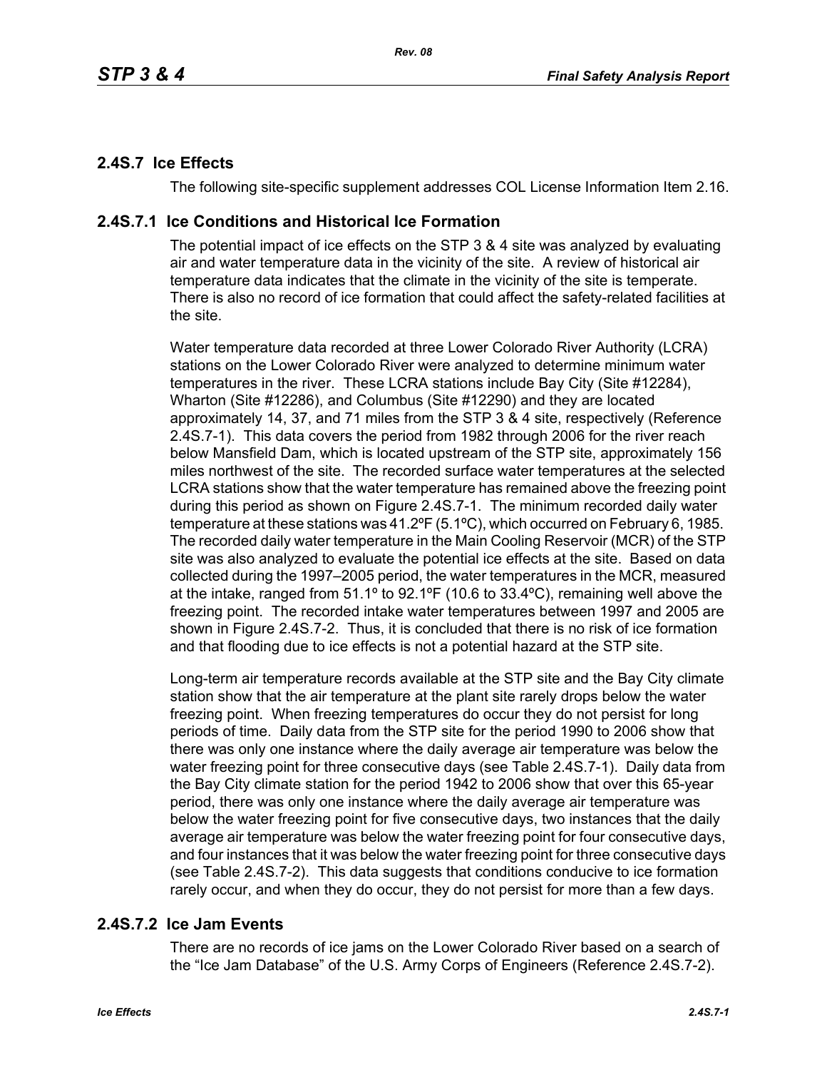## 2.4S.7 Ice Effects

The following site-specific supplement addresses COL License Information Item 2.16.

### 2.4S.7.1 Ice Conditions and Historical Ice Formation

The potential impact of ice effects on the STP 3 & 4 site was analyzed by evaluating air and water temperature data in the vicinity of the site. A review of historical air temperature data indicates that the climate in the vicinity of the site is temperate. There is also no record of ice formation that could affect the safety-related facilities at the site.

Water temperature data recorded at three Lower Colorado River Authority (LCRA) stations on the Lower Colorado River were analyzed to determine minimum water temperatures in the river. These LCRA stations include Bay City (Site #12284), Wharton (Site #12286), and Columbus (Site #12290) and they are located approximately 14, 37, and 71 miles from the STP 3 & 4 site, respectively (Reference 2.4S.7-1). This data covers the period from 1982 through 2006 for the river reach below Mansfield Dam, which is located upstream of the STP site, approximately 156 miles northwest of the site. The recorded surface water temperatures at the selected LCRA stations show that the water temperature has remained above the freezing point during this period as shown on Figure 2.4S.7-1. The minimum recorded daily water temperature at these stations was 41.2ºF (5.1ºC), which occurred on February 6, 1985. The recorded daily water temperature in the Main Cooling Reservoir (MCR) of the STP site was also analyzed to evaluate the potential ice effects at the site. Based on data collected during the 1997–2005 period, the water temperatures in the MCR, measured at the intake, ranged from 51.1º to 92.1ºF (10.6 to 33.4ºC), remaining well above the freezing point. The recorded intake water temperatures between 1997 and 2005 are shown in Figure 2.4S.7-2. Thus, it is concluded that there is no risk of ice formation and that flooding due to ice effects is not a potential hazard at the STP site.

Long-term air temperature records available at the STP site and the Bay City climate station show that the air temperature at the plant site rarely drops below the water freezing point. When freezing temperatures do occur they do not persist for long periods of time. Daily data from the STP site for the period 1990 to 2006 show that there was only one instance where the daily average air temperature was below the water freezing point for three consecutive days (see Table 2.4S.7-1). Daily data from the Bay City climate station for the period 1942 to 2006 show that over this 65-year period, there was only one instance where the daily average air temperature was below the water freezing point for five consecutive days, two instances that the daily average air temperature was below the water freezing point for four consecutive days, and four instances that it was below the water freezing point for three consecutive days (see Table 2.4S.7-2). This data suggests that conditions conducive to ice formation rarely occur, and when they do occur, they do not persist for more than a few days.

### 2.4S.7.2 Ice Jam Events

There are no records of ice jams on the Lower Colorado River based on a search of the "Ice Jam Database" of the U.S. Army Corps of Engineers (Reference 2.4S.7-2).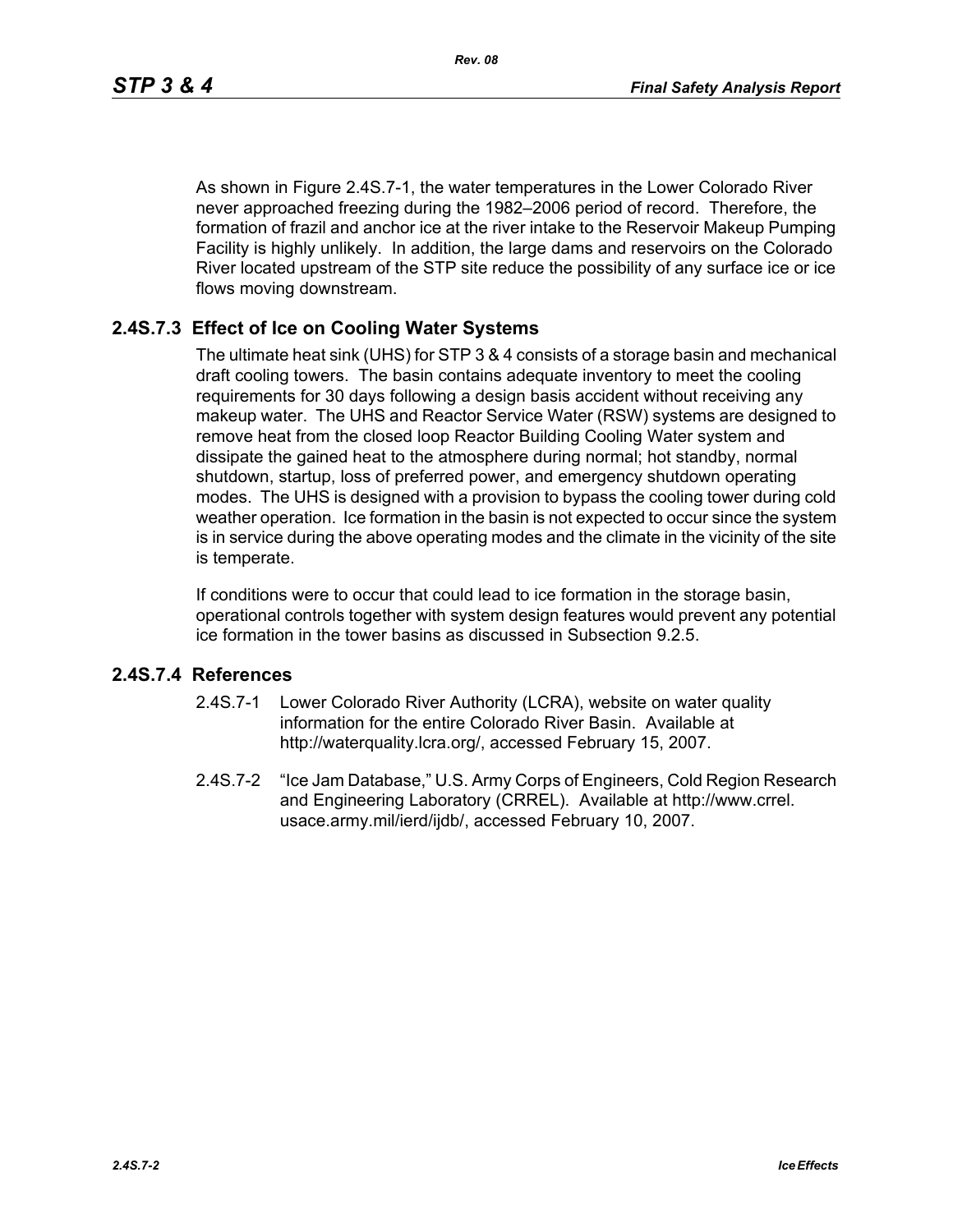As shown in Figure 2.4S.7-1, the water temperatures in the Lower Colorado River never approached freezing during the 1982–2006 period of record. Therefore, the formation of frazil and anchor ice at the river intake to the Reservoir Makeup Pumping Facility is highly unlikely. In addition, the large dams and reservoirs on the Colorado River located upstream of the STP site reduce the possibility of any surface ice or ice flows moving downstream.

## 2.4S.7.3 Effect of Ice on Cooling Water Systems

The ultimate heat sink (UHS) for STP 3 & 4 consists of a storage basin and mechanical draft cooling towers. The basin contains adequate inventory to meet the cooling requirements for 30 days following a design basis accident without receiving any makeup water. The UHS and Reactor Service Water (RSW) systems are designed to remove heat from the closed loop Reactor Building Cooling Water system and dissipate the gained heat to the atmosphere during normal; hot standby, normal shutdown, startup, loss of preferred power, and emergency shutdown operating modes. The UHS is designed with a provision to bypass the cooling tower during cold weather operation. Ice formation in the basin is not expected to occur since the system is in service during the above operating modes and the climate in the vicinity of the site is temperate.

If conditions were to occur that could lead to ice formation in the storage basin, operational controls together with system design features would prevent any potential ice formation in the tower basins as discussed in Subsection 9.2.5.

## 2.4S.7.4 References

2.4S.7-1 Lower Colorado River Authority (LCRA), website on water quality information for the entire Colorado River Basin. Available at http://waterquality.lcra.org/, accessed February 15, 2007.

2.4S.7-2 "Ice Jam Database," U.S. Army Corps of Engineers, Cold Region Research and Engineering Laboratory (CRREL). Available at http://www.crrel.usace.army.mil/ierd/ijdb/, accessed February 10, 2007.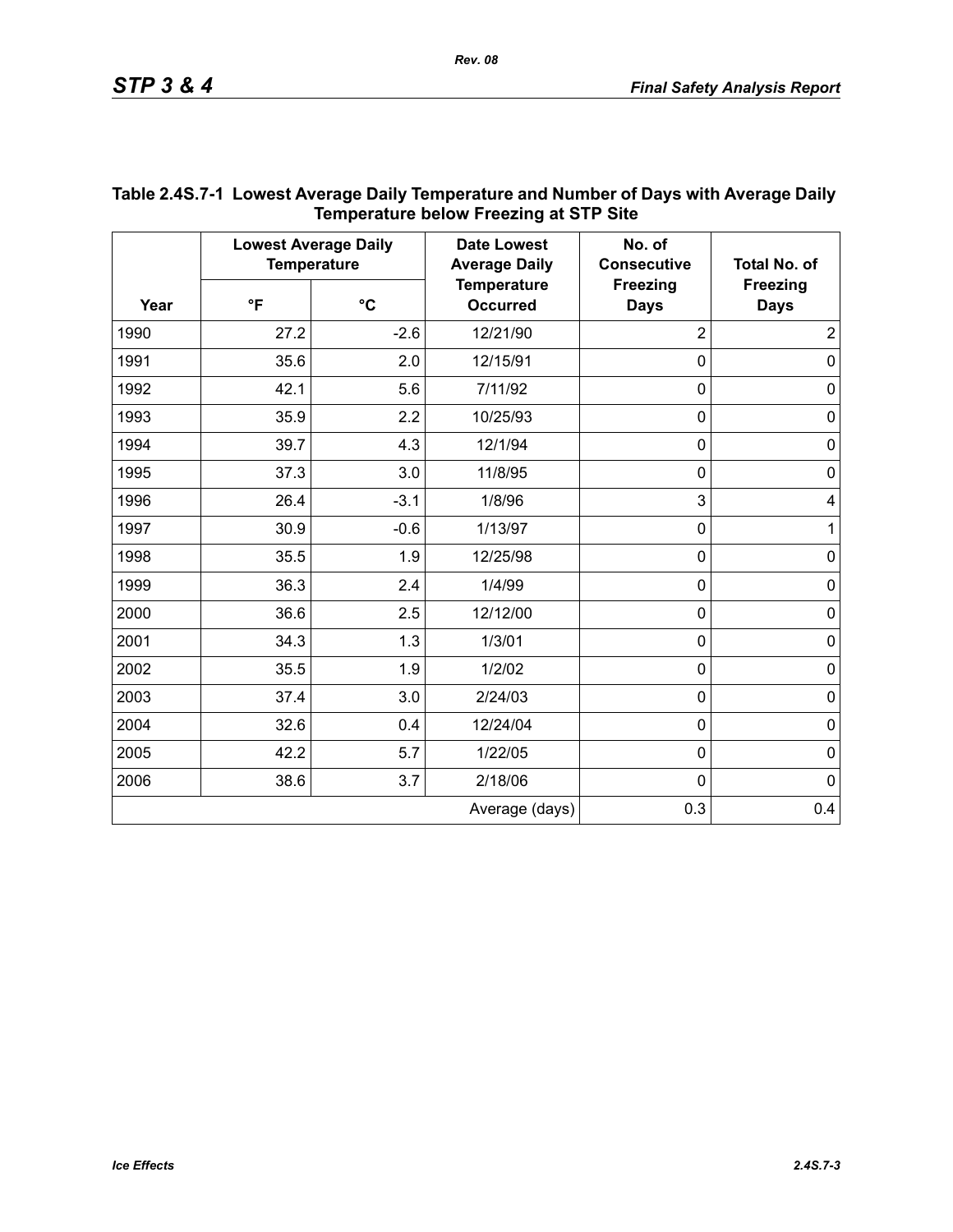**Table 2.4S.7-1 Lowest Average Daily Temperature and Number of Days with Average Daily Temperature below Freezing at STP Site**

| Year | Lowest Average Daily Temperature | | Date Lowest Average Daily Temperature Occurred | No. of Consecutive Freezing Days | Total No. of Freezing Days |
|---|---|---|---|---|---|
| | °F | °C | | | |
| 1990 | 27.2 | -2.6 | 12/21/90 | 2 | 2 |
| 1991 | 35.6 | 2.0 | 12/15/91 | 0 | 0 |
| 1992 | 42.1 | 5.6 | 7/11/92 | 0 | 0 |
| 1993 | 35.9 | 2.2 | 10/25/93 | 0 | 0 |
| 1994 | 39.7 | 4.3 | 12/1/94 | 0 | 0 |
| 1995 | 37.3 | 3.0 | 11/8/95 | 0 | 0 |
| 1996 | 26.4 | -3.1 | 1/8/96 | 3 | 4 |
| 1997 | 30.9 | -0.6 | 1/13/97 | 0 | 1 |
| 1998 | 35.5 | 1.9 | 12/25/98 | 0 | 0 |
| 1999 | 36.3 | 2.4 | 1/4/99 | 0 | 0 |
| 2000 | 36.6 | 2.5 | 12/12/00 | 0 | 0 |
| 2001 | 34.3 | 1.3 | 1/3/01 | 0 | 0 |
| 2002 | 35.5 | 1.9 | 1/2/02 | 0 | 0 |
| 2003 | 37.4 | 3.0 | 2/24/03 | 0 | 0 |
| 2004 | 32.6 | 0.4 | 12/24/04 | 0 | 0 |
| 2005 | 42.2 | 5.7 | 1/22/05 | 0 | 0 |
| 2006 | 38.6 | 3.7 | 2/18/06 | 0 | 0 |
| | | | Average (days) | 0.3 | 0.4 |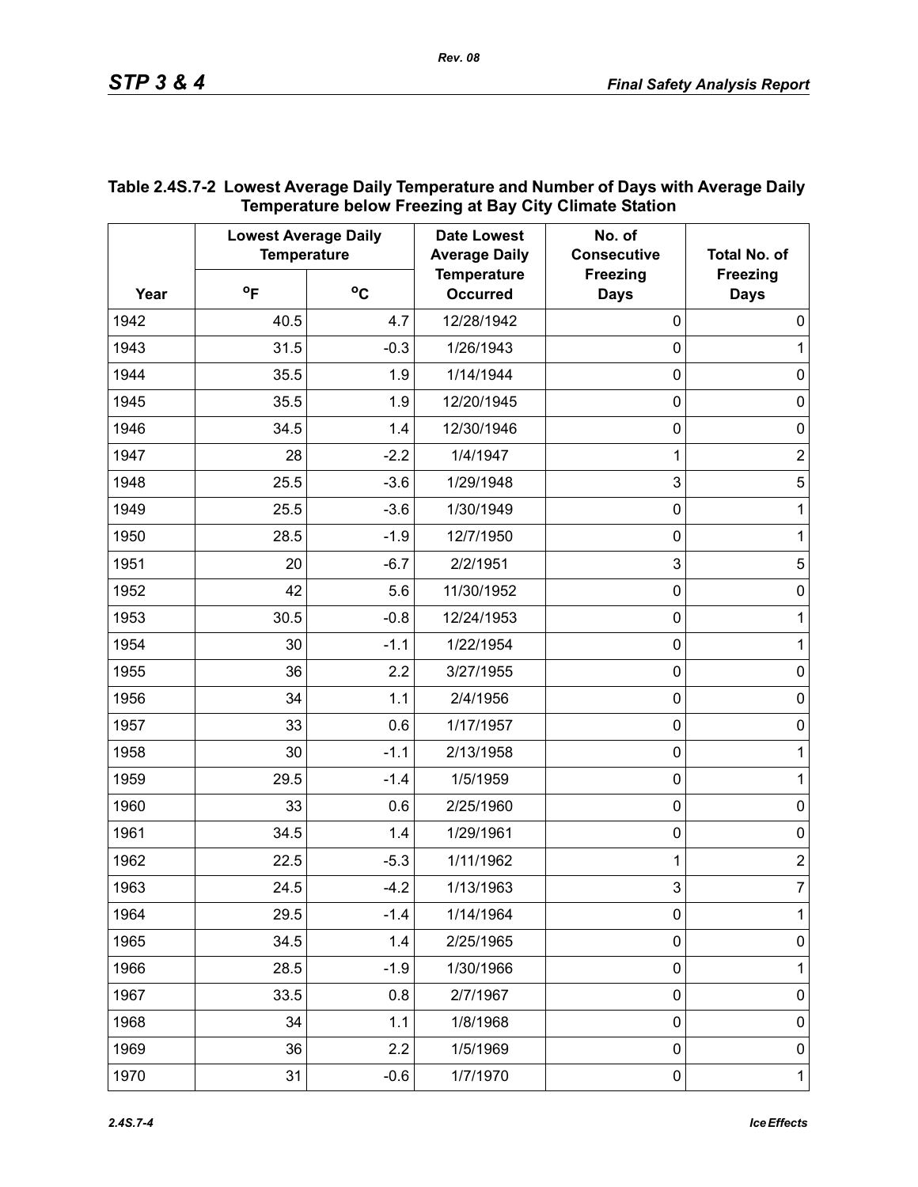**Table 2.4S.7-2 Lowest Average Daily Temperature and Number of Days with Average Daily Temperature below Freezing at Bay City Climate Station**

| Year | Lowest Average Daily Temperature | | Date Lowest Average Daily Temperature Occurred | No. of Consecutive Freezing Days | Total No. of Freezing Days |
|---|---|---|---|---|---|
| | °F | °C | | | |
| 1942 | 40.5 | 4.7 | 12/28/1942 | 0 | 0 |
| 1943 | 31.5 | -0.3 | 1/26/1943 | 0 | 1 |
| 1944 | 35.5 | 1.9 | 1/14/1944 | 0 | 0 |
| 1945 | 35.5 | 1.9 | 12/20/1945 | 0 | 0 |
| 1946 | 34.5 | 1.4 | 12/30/1946 | 0 | 0 |
| 1947 | 28 | -2.2 | 1/4/1947 | 1 | 2 |
| 1948 | 25.5 | -3.6 | 1/29/1948 | 3 | 5 |
| 1949 | 25.5 | -3.6 | 1/30/1949 | 0 | 1 |
| 1950 | 28.5 | -1.9 | 12/7/1950 | 0 | 1 |
| 1951 | 20 | -6.7 | 2/2/1951 | 3 | 5 |
| 1952 | 42 | 5.6 | 11/30/1952 | 0 | 0 |
| 1953 | 30.5 | -0.8 | 12/24/1953 | 0 | 1 |
| 1954 | 30 | -1.1 | 1/22/1954 | 0 | 1 |
| 1955 | 36 | 2.2 | 3/27/1955 | 0 | 0 |
| 1956 | 34 | 1.1 | 2/4/1956 | 0 | 0 |
| 1957 | 33 | 0.6 | 1/17/1957 | 0 | 0 |
| 1958 | 30 | -1.1 | 2/13/1958 | 0 | 1 |
| 1959 | 29.5 | -1.4 | 1/5/1959 | 0 | 1 |
| 1960 | 33 | 0.6 | 2/25/1960 | 0 | 0 |
| 1961 | 34.5 | 1.4 | 1/29/1961 | 0 | 0 |
| 1962 | 22.5 | -5.3 | 1/11/1962 | 1 | 2 |
| 1963 | 24.5 | -4.2 | 1/13/1963 | 3 | 7 |
| 1964 | 29.5 | -1.4 | 1/14/1964 | 0 | 1 |
| 1965 | 34.5 | 1.4 | 2/25/1965 | 0 | 0 |
| 1966 | 28.5 | -1.9 | 1/30/1966 | 0 | 1 |
| 1967 | 33.5 | 0.8 | 2/7/1967 | 0 | 0 |
| 1968 | 34 | 1.1 | 1/8/1968 | 0 | 0 |
| 1969 | 36 | 2.2 | 1/5/1969 | 0 | 0 |
| 1970 | 31 | -0.6 | 1/7/1970 | 0 | 1 |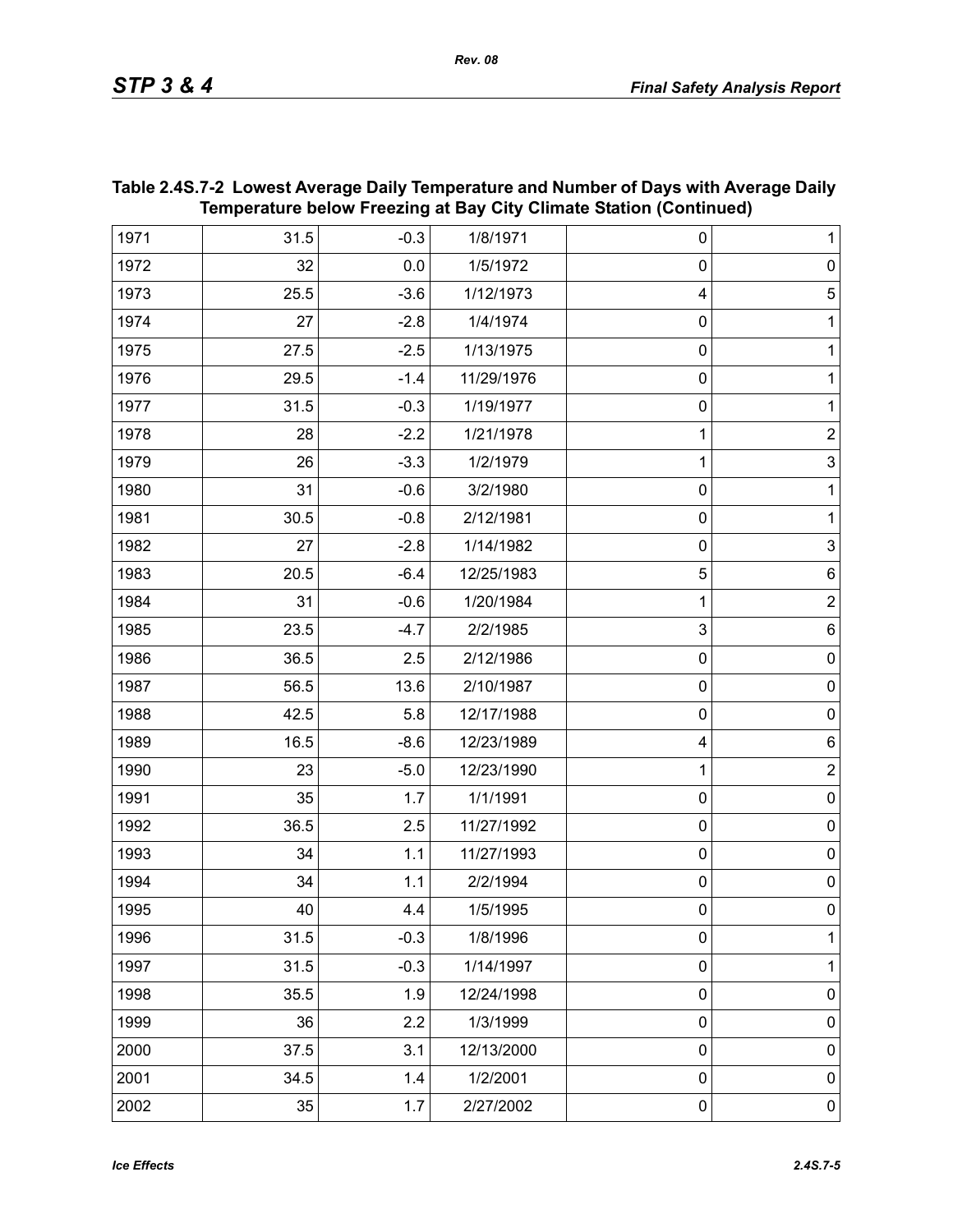**Table 2.4S.7-2 Lowest Average Daily Temperature and Number of Days with Average Daily Temperature below Freezing at Bay City Climate Station (Continued)**

| | | | | | |
|---|---|---|---|---|---|
| 1971 | 31.5 | -0.3 | 1/8/1971 | 0 | 1 |
| 1972 | 32 | 0.0 | 1/5/1972 | 0 | 0 |
| 1973 | 25.5 | -3.6 | 1/12/1973 | 4 | 5 |
| 1974 | 27 | -2.8 | 1/4/1974 | 0 | 1 |
| 1975 | 27.5 | -2.5 | 1/13/1975 | 0 | 1 |
| 1976 | 29.5 | -1.4 | 11/29/1976 | 0 | 1 |
| 1977 | 31.5 | -0.3 | 1/19/1977 | 0 | 1 |
| 1978 | 28 | -2.2 | 1/21/1978 | 1 | 2 |
| 1979 | 26 | -3.3 | 1/2/1979 | 1 | 3 |
| 1980 | 31 | -0.6 | 3/2/1980 | 0 | 1 |
| 1981 | 30.5 | -0.8 | 2/12/1981 | 0 | 1 |
| 1982 | 27 | -2.8 | 1/14/1982 | 0 | 3 |
| 1983 | 20.5 | -6.4 | 12/25/1983 | 5 | 6 |
| 1984 | 31 | -0.6 | 1/20/1984 | 1 | 2 |
| 1985 | 23.5 | -4.7 | 2/2/1985 | 3 | 6 |
| 1986 | 36.5 | 2.5 | 2/12/1986 | 0 | 0 |
| 1987 | 56.5 | 13.6 | 2/10/1987 | 0 | 0 |
| 1988 | 42.5 | 5.8 | 12/17/1988 | 0 | 0 |
| 1989 | 16.5 | -8.6 | 12/23/1989 | 4 | 6 |
| 1990 | 23 | -5.0 | 12/23/1990 | 1 | 2 |
| 1991 | 35 | 1.7 | 1/1/1991 | 0 | 0 |
| 1992 | 36.5 | 2.5 | 11/27/1992 | 0 | 0 |
| 1993 | 34 | 1.1 | 11/27/1993 | 0 | 0 |
| 1994 | 34 | 1.1 | 2/2/1994 | 0 | 0 |
| 1995 | 40 | 4.4 | 1/5/1995 | 0 | 0 |
| 1996 | 31.5 | -0.3 | 1/8/1996 | 0 | 1 |
| 1997 | 31.5 | -0.3 | 1/14/1997 | 0 | 1 |
| 1998 | 35.5 | 1.9 | 12/24/1998 | 0 | 0 |
| 1999 | 36 | 2.2 | 1/3/1999 | 0 | 0 |
| 2000 | 37.5 | 3.1 | 12/13/2000 | 0 | 0 |
| 2001 | 34.5 | 1.4 | 1/2/2001 | 0 | 0 |
| 2002 | 35 | 1.7 | 2/27/2002 | 0 | 0 |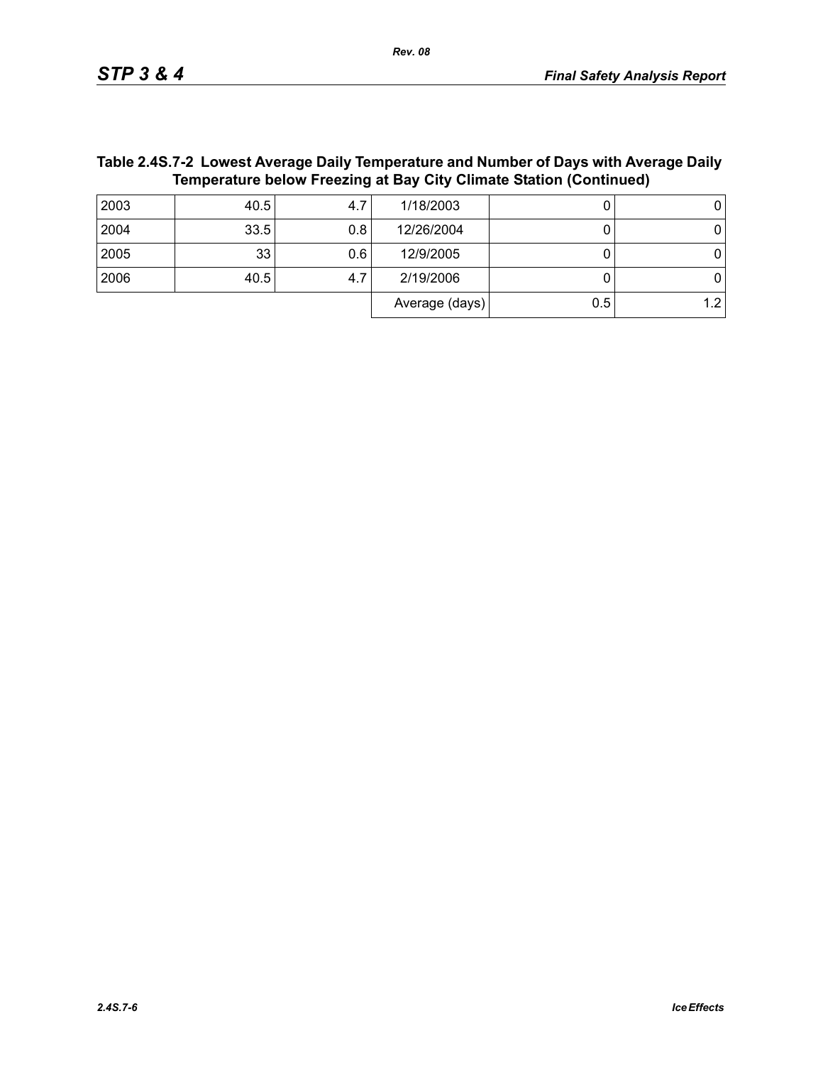**Table 2.4S.7-2 Lowest Average Daily Temperature and Number of Days with Average Daily Temperature below Freezing at Bay City Climate Station (Continued)**

| | | | | | |
|---|---|---|---|---|---|
| 2003 | 40.5 | 4.7 | 1/18/2003 | 0 | 0 |
| 2004 | 33.5 | 0.8 | 12/26/2004 | 0 | 0 |
| 2005 | 33 | 0.6 | 12/9/2005 | 0 | 0 |
| 2006 | 40.5 | 4.7 | 2/19/2006 | 0 | 0 |
| | | | Average (days) | 0.5 | 1.2 |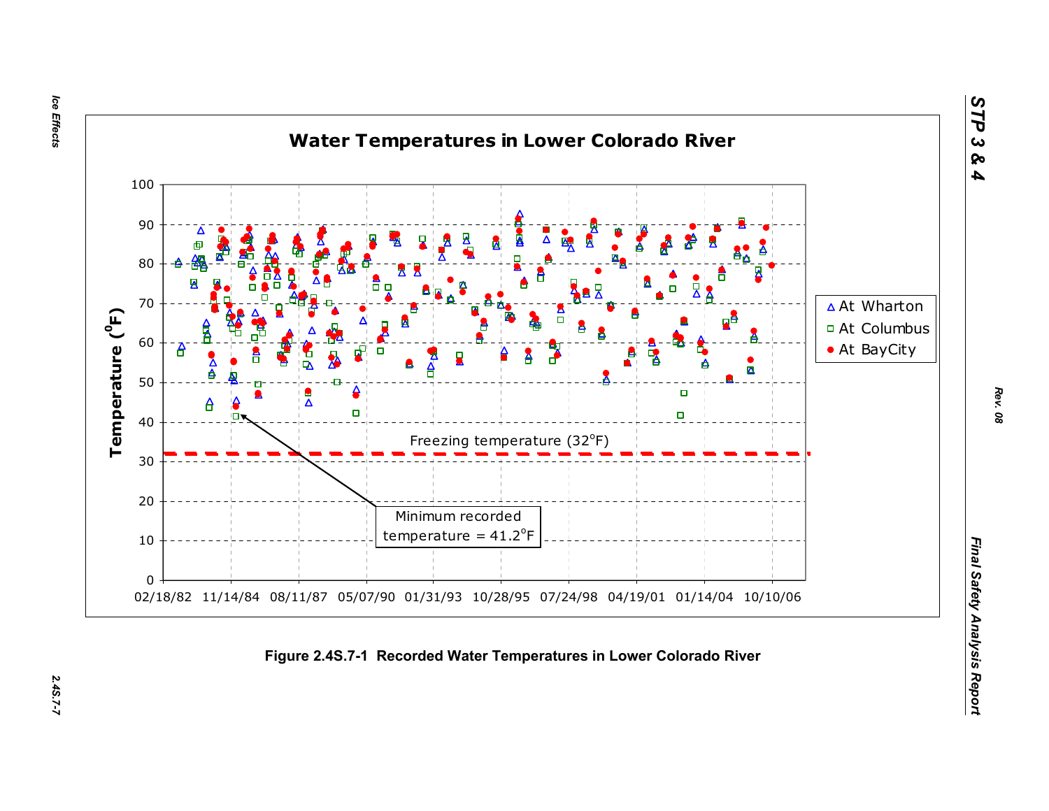Water Temperatures in Lower Colorado River

Temperature ($^{0}$F)

100
90
80
70
60
50
40
30
20
10
0

02/18/82 11/14/84 08/11/87 05/07/90 01/31/93 10/28/95 07/24/98 04/19/01 01/14/04 10/10/06

At Wharton
At Columbus
At BayCity

Freezing temperature (32$^{o}$F)

Minimum recorded temperature = 41.2$^{o}$F

**Figure 2.4S.7-1 Recorded Water Temperatures in Lower Colorado River**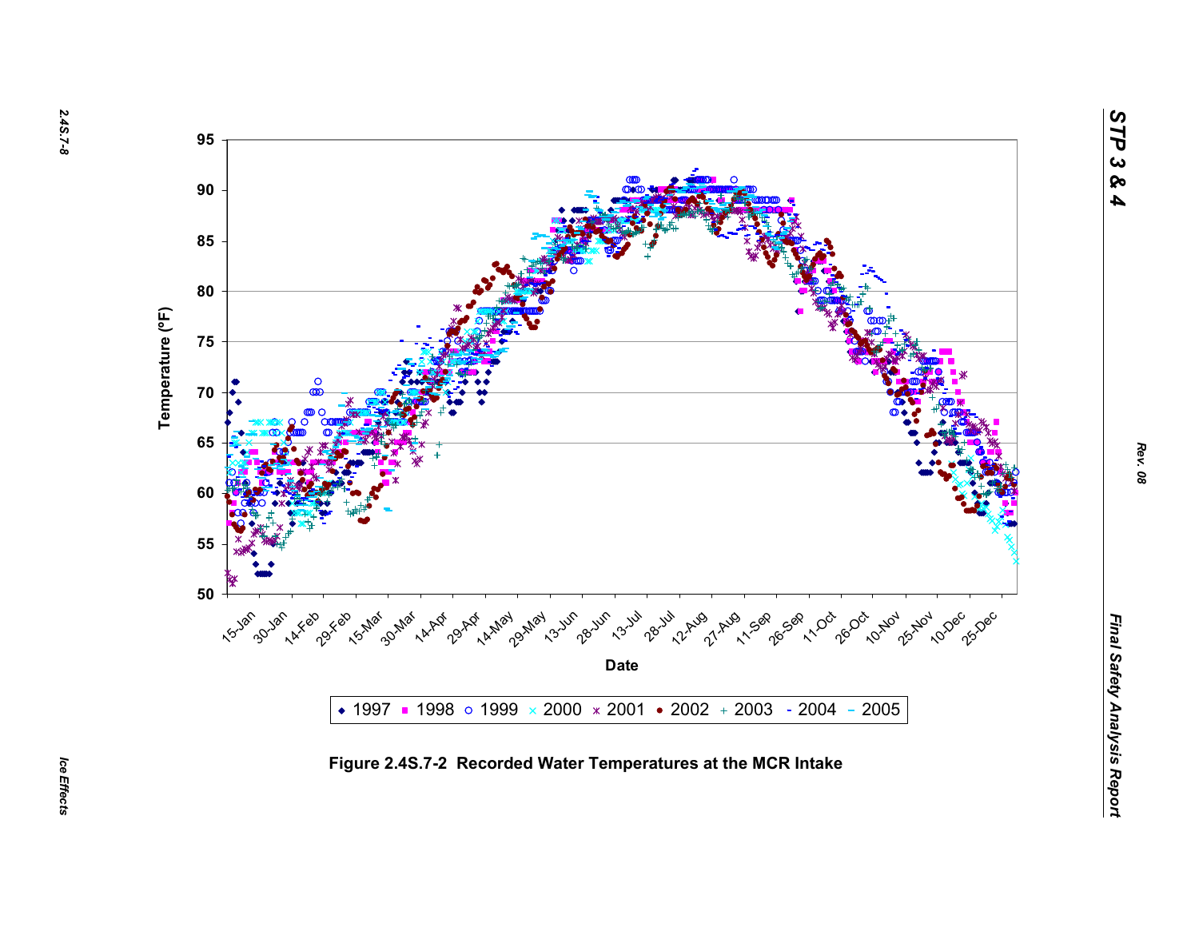95

90

85

80

75

70

65

60

55

50

Temperature (ºF)

15-Jan
30-Jan
14-Feb
29-Feb
15-Mar
30-Mar
14-Apr
29-Apr
14-May
29-May
13-Jun
28-Jun
13-Jul
28-Jul
12-Aug
27-Aug
11-Sep
26-Sep
11-Oct
26-Oct
10-Nov
25-Nov
10-Dec
25-Dec

Date

1997 1998 1999 2000 2001 2002 2003 2004 2005

**Figure 2.4S.7-2 Recorded Water Temperatures at the MCR Intake**